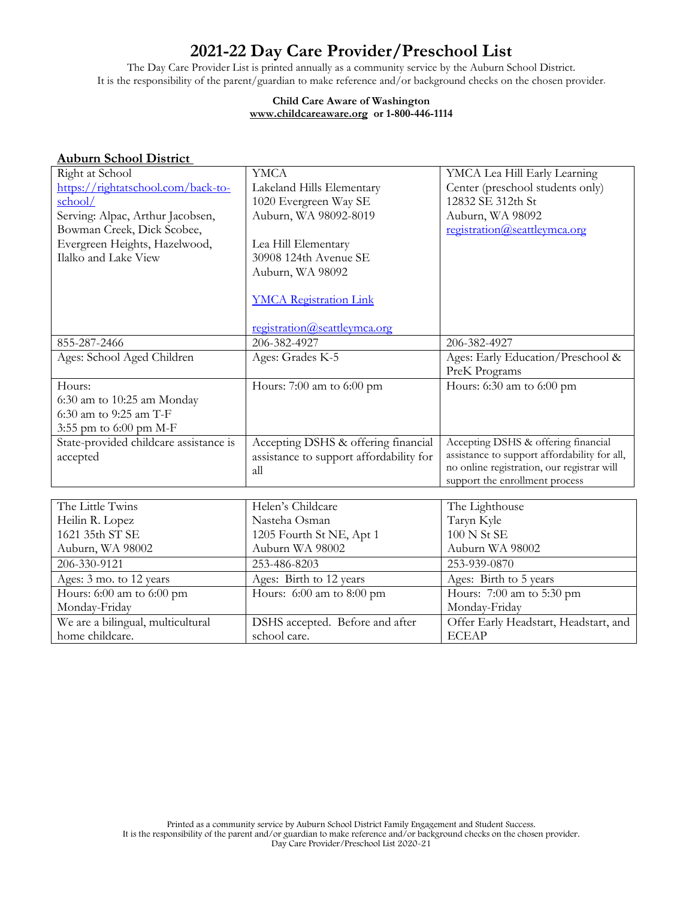# 2021-22 Day Care Provider/Preschool List

The Day Care Provider List is printed annually as a community service by the Auburn School District.
It is the responsibility of the parent/guardian to make reference and/or background checks on the chosen provider.

**Child Care Aware of Washington**
**www.childcareaware.org or 1-800-446-1114**

**Auburn School District**

| Right at School<br>https://rightatschool.com/back-to-school/<br>Serving: Alpac, Arthur Jacobsen, Bowman Creek, Dick Scobee, Evergreen Heights, Hazelwood, Ilalko and Lake View | YMCA<br>Lakeland Hills Elementary<br>1020 Evergreen Way SE<br>Auburn, WA 98092-8019<br><br>Lea Hill Elementary<br>30908 124th Avenue SE<br>Auburn, WA 98092<br><br>YMCA Registration Link<br><br>registration@seattleymca.org | YMCA Lea Hill Early Learning Center (preschool students only)<br>12832 SE 312th St<br>Auburn, WA 98092<br>registration@seattleymca.org |
|---|---|---|
| 855-287-2466 | 206-382-4927 | 206-382-4927 |
| Ages: School Aged Children | Ages: Grades K-5 | Ages: Early Education/Preschool & PreK Programs |
| Hours:<br>6:30 am to 10:25 am Monday<br>6:30 am to 9:25 am T-F<br>3:55 pm to 6:00 pm M-F | Hours: 7:00 am to 6:00 pm | Hours: 6:30 am to 6:00 pm |
| State-provided childcare assistance is accepted | Accepting DSHS & offering financial assistance to support affordability for all | Accepting DSHS & offering financial assistance to support affordability for all, no online registration, our registrar will support the enrollment process |

| The Little Twins<br>Heilin R. Lopez<br>1621 35th ST SE<br>Auburn, WA 98002 | Helen's Childcare<br>Nasteha Osman<br>1205 Fourth St NE, Apt 1<br>Auburn WA 98002 | The Lighthouse<br>Taryn Kyle<br>100 N St SE<br>Auburn WA 98002 |
|---|---|---|
| 206-330-9121 | 253-486-8203 | 253-939-0870 |
| Ages: 3 mo. to 12 years | Ages: Birth to 12 years | Ages: Birth to 5 years |
| Hours: 6:00 am to 6:00 pm<br>Monday-Friday | Hours: 6:00 am to 8:00 pm | Hours: 7:00 am to 5:30 pm<br>Monday-Friday |
| We are a bilingual, multicultural home childcare. | DSHS accepted. Before and after school care. | Offer Early Headstart, Headstart, and ECEAP |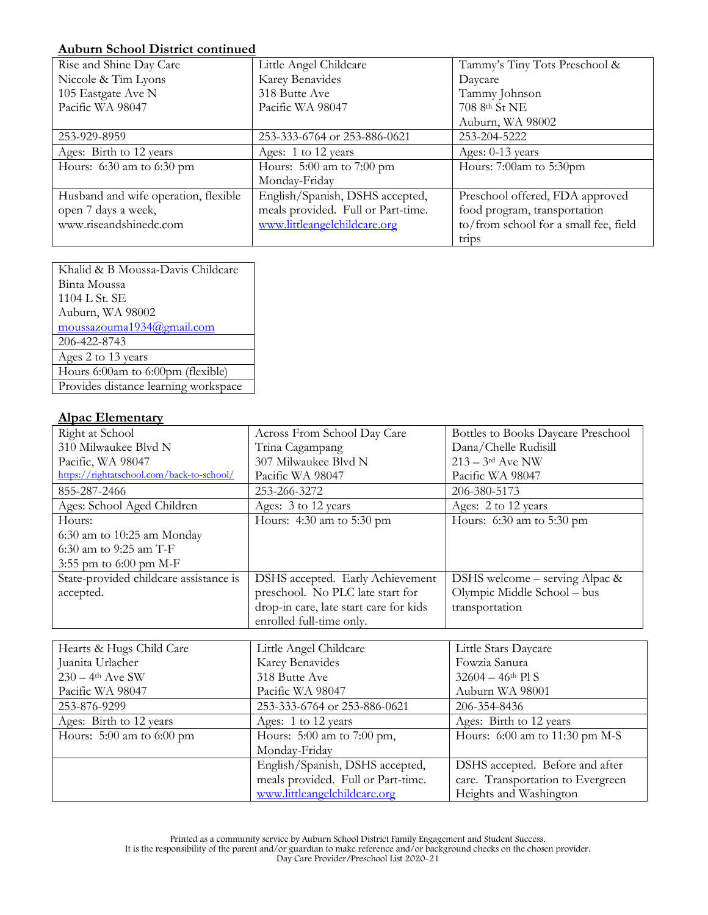**Auburn School District continued**

| Rise and Shine Day Care<br>Niccole & Tim Lyons<br>105 Eastgate Ave N<br>Pacific WA 98047 | Little Angel Childcare<br>Karey Benavides<br>318 Butte Ave<br>Pacific WA 98047 | Tammy's Tiny Tots Preschool & Daycare<br>Tammy Johnson<br>708 8th St NE<br>Auburn, WA 98002 |
|---|---|---|
| 253-929-8959 | 253-333-6764 or 253-886-0621 | 253-204-5222 |
| Ages: Birth to 12 years | Ages: 1 to 12 years | Ages: 0-13 years |
| Hours: 6:30 am to 6:30 pm | Hours: 5:00 am to 7:00 pm Monday-Friday | Hours: 7:00am to 5:30pm |
| Husband and wife operation, flexible open 7 days a week, www.riseandshinedc.com | English/Spanish, DSHS accepted, meals provided. Full or Part-time. www.littleangelchildcare.org | Preschool offered, FDA approved food program, transportation to/from school for a small fee, field trips |

| Khalid & B Moussa-Davis Childcare<br>Binta Moussa<br>1104 L St. SE<br>Auburn, WA 98002<br>moussazouma1934@gmail.com |
|---|
| 206-422-8743 |
| Ages 2 to 13 years |
| Hours 6:00am to 6:00pm (flexible) |
| Provides distance learning workspace |

**Alpac Elementary**

| Right at School<br>310 Milwaukee Blvd N<br>Pacific, WA 98047<br>https://rightatschool.com/back-to-school/ | Across From School Day Care<br>Trina Cagampang<br>307 Milwaukee Blvd N<br>Pacific WA 98047 | Bottles to Books Daycare Preschool<br>Dana/Chelle Rudisill<br>213 – 3rd Ave NW<br>Pacific WA 98047 |
|---|---|---|
| 855-287-2466 | 253-266-3272 | 206-380-5173 |
| Ages: School Aged Children | Ages: 3 to 12 years | Ages: 2 to 12 years |
| Hours:<br>6:30 am to 10:25 am Monday<br>6:30 am to 9:25 am T-F<br>3:55 pm to 6:00 pm M-F | Hours: 4:30 am to 5:30 pm | Hours: 6:30 am to 5:30 pm |
| State-provided childcare assistance is accepted. | DSHS accepted. Early Achievement preschool. No PLC late start for drop-in care, late start care for kids enrolled full-time only. | DSHS welcome – serving Alpac & Olympic Middle School – bus transportation |

| Hearts & Hugs Child Care<br>Juanita Urlacher<br>230 – 4th Ave SW<br>Pacific WA 98047 | Little Angel Childcare<br>Karey Benavides<br>318 Butte Ave<br>Pacific WA 98047 | Little Stars Daycare<br>Fowzia Sanura<br>32604 – 46th Pl S<br>Auburn WA 98001 |
|---|---|---|
| 253-876-9299 | 253-333-6764 or 253-886-0621 | 206-354-8436 |
| Ages: Birth to 12 years | Ages: 1 to 12 years | Ages: Birth to 12 years |
| Hours: 5:00 am to 6:00 pm | Hours: 5:00 am to 7:00 pm, Monday-Friday | Hours: 6:00 am to 11:30 pm M-S |
| | English/Spanish, DSHS accepted, meals provided. Full or Part-time. www.littleangelchildcare.org | DSHS accepted. Before and after care. Transportation to Evergreen Heights and Washington |

Printed as a community service by Auburn School District Family Engagement and Student Success.
It is the responsibility of the parent and/or guardian to make reference and/or background checks on the chosen provider.
Day Care Provider/Preschool List 2020-21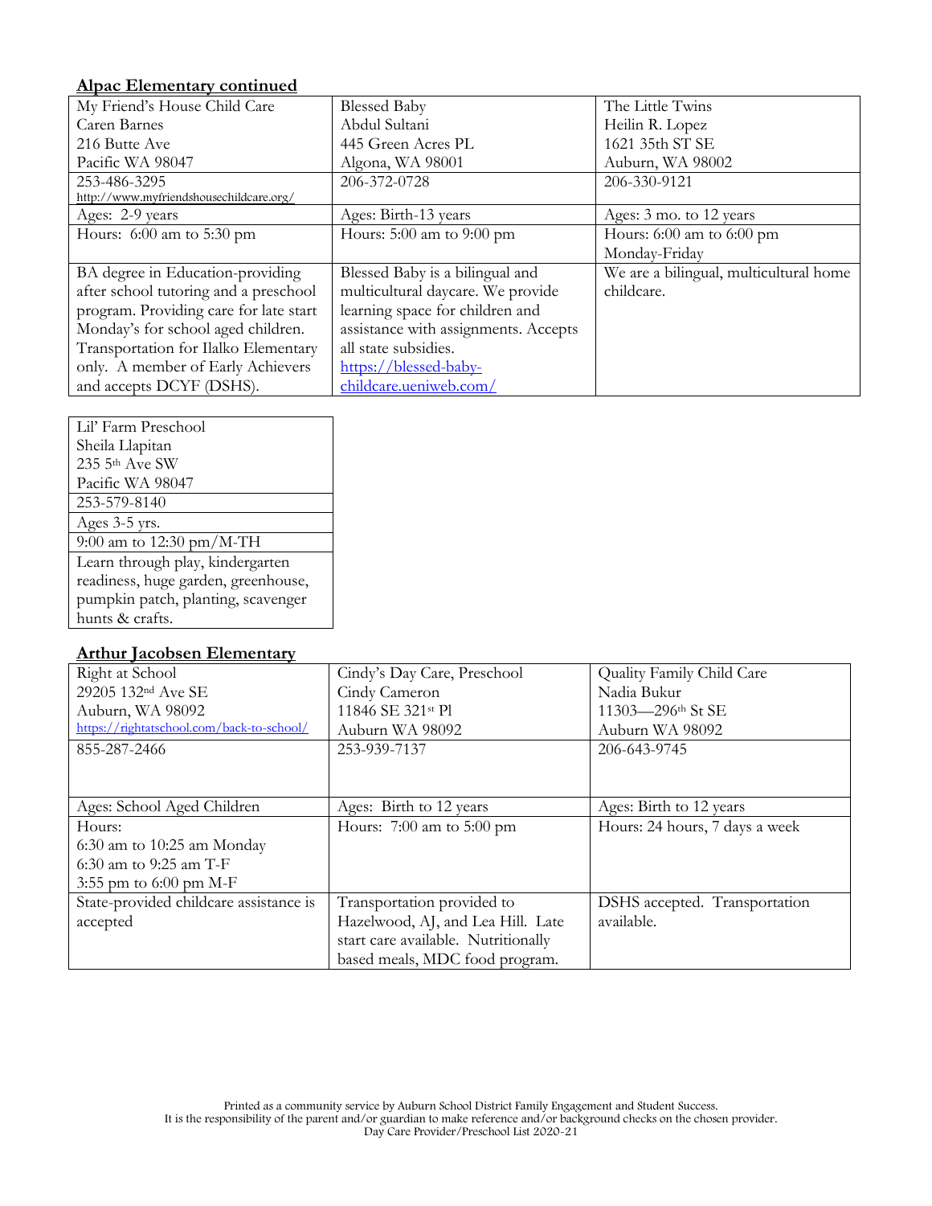**Alpac Elementary continued**

| My Friend's House Child Care<br>Caren Barnes<br>216 Butte Ave<br>Pacific WA 98047 | Blessed Baby<br>Abdul Sultani<br>445 Green Acres PL<br>Algona, WA 98001 | The Little Twins<br>Heilin R. Lopez<br>1621 35th ST SE<br>Auburn, WA 98002 |
|---|---|---|
| 253-486-3295<br>http://www.myfriendshousechildcare.org/ | 206-372-0728 | 206-330-9121 |
| Ages: 2-9 years | Ages: Birth-13 years | Ages: 3 mo. to 12 years |
| Hours: 6:00 am to 5:30 pm | Hours: 5:00 am to 9:00 pm | Hours: 6:00 am to 6:00 pm<br>Monday-Friday |
| BA degree in Education-providing after school tutoring and a preschool program. Providing care for late start Monday's for school aged children. Transportation for Ilalko Elementary only. A member of Early Achievers and accepts DCYF (DSHS). | Blessed Baby is a bilingual and multicultural daycare. We provide learning space for children and assistance with assignments. Accepts all state subsidies.<br>https://blessed-baby-childcare.ueniweb.com/ | We are a bilingual, multicultural home childcare. |

| Lil' Farm Preschool<br>Sheila Llapitan<br>235 5th Ave SW<br>Pacific WA 98047 |
|---|
| 253-579-8140 |
| Ages 3-5 yrs. |
| 9:00 am to 12:30 pm/M-TH |
| Learn through play, kindergarten readiness, huge garden, greenhouse, pumpkin patch, planting, scavenger hunts & crafts. |

**Arthur Jacobsen Elementary**

| Right at School<br>29205 132nd Ave SE<br>Auburn, WA 98092<br>https://rightatschool.com/back-to-school/ | Cindy's Day Care, Preschool<br>Cindy Cameron<br>11846 SE 321st Pl<br>Auburn WA 98092 | Quality Family Child Care<br>Nadia Bukur<br>11303—296th St SE<br>Auburn WA 98092 |
|---|---|---|
| 855-287-2466 | 253-939-7137 | 206-643-9745 |
| Ages: School Aged Children | Ages: Birth to 12 years | Ages: Birth to 12 years |
| Hours:<br>6:30 am to 10:25 am Monday<br>6:30 am to 9:25 am T-F<br>3:55 pm to 6:00 pm M-F | Hours: 7:00 am to 5:00 pm | Hours: 24 hours, 7 days a week |
| State-provided childcare assistance is accepted | Transportation provided to Hazelwood, AJ, and Lea Hill. Late start care available. Nutritionally based meals, MDC food program. | DSHS accepted. Transportation available. |

Printed as a community service by Auburn School District Family Engagement and Student Success.
It is the responsibility of the parent and/or guardian to make reference and/or background checks on the chosen provider.
Day Care Provider/Preschool List 2020-21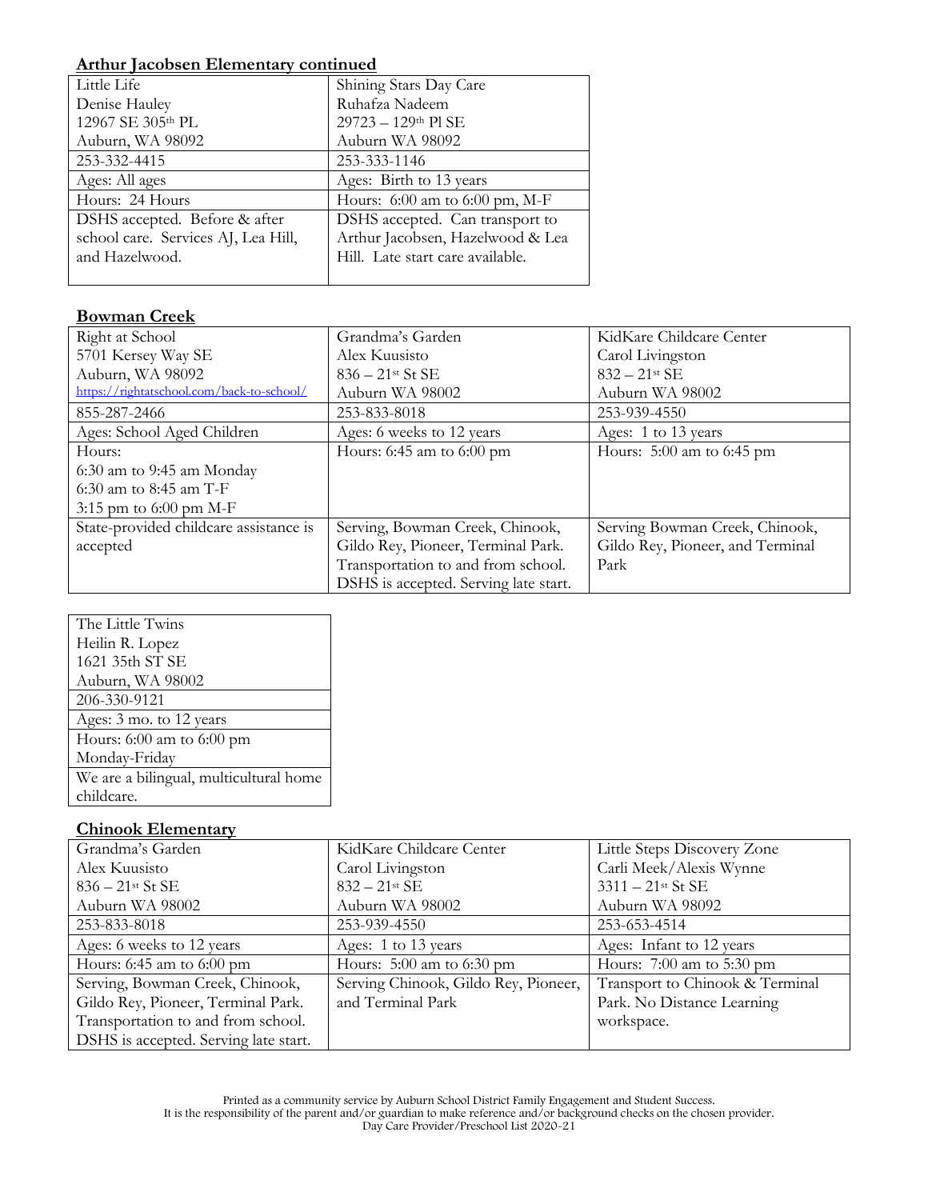## Arthur Jacobsen Elementary continued

| Little Life | Shining Stars Day Care |
|---|---|
| Denise Hauley<br>12967 SE 305th PL<br>Auburn, WA 98092 | Ruhafza Nadeem<br>29723 – 129th Pl SE<br>Auburn WA 98092 |
| 253-332-4415 | 253-333-1146 |
| Ages: All ages | Ages: Birth to 13 years |
| Hours: 24 Hours | Hours: 6:00 am to 6:00 pm, M-F |
| DSHS accepted. Before & after school care. Services AJ, Lea Hill, and Hazelwood. | DSHS accepted. Can transport to Arthur Jacobsen, Hazelwood & Lea Hill. Late start care available. |

## Bowman Creek

| Right at School | Grandma's Garden | KidKare Childcare Center |
|---|---|---|
| 5701 Kersey Way SE<br>Auburn, WA 98092<br>https://rightatschool.com/back-to-school/ | Alex Kuusisto<br>836 – 21st St SE<br>Auburn WA 98002 | Carol Livingston<br>832 – 21st SE<br>Auburn WA 98002 |
| 855-287-2466 | 253-833-8018 | 253-939-4550 |
| Ages: School Aged Children | Ages: 6 weeks to 12 years | Ages: 1 to 13 years |
| Hours:<br>6:30 am to 9:45 am Monday<br>6:30 am to 8:45 am T-F<br>3:15 pm to 6:00 pm M-F | Hours: 6:45 am to 6:00 pm | Hours: 5:00 am to 6:45 pm |
| State-provided childcare assistance is accepted | Serving, Bowman Creek, Chinook, Gildo Rey, Pioneer, Terminal Park. Transportation to and from school. DSHS is accepted. Serving late start. | Serving Bowman Creek, Chinook, Gildo Rey, Pioneer, and Terminal Park |

| The Little Twins |
|---|
| Heilin R. Lopez<br>1621 35th ST SE<br>Auburn, WA 98002 |
| 206-330-9121 |
| Ages: 3 mo. to 12 years |
| Hours: 6:00 am to 6:00 pm<br>Monday-Friday |
| We are a bilingual, multicultural home childcare. |

## Chinook Elementary

| Grandma's Garden | KidKare Childcare Center | Little Steps Discovery Zone |
|---|---|---|
| Alex Kuusisto<br>836 – 21st St SE<br>Auburn WA 98002 | Carol Livingston<br>832 – 21st SE<br>Auburn WA 98002 | Carli Meek/Alexis Wynne<br>3311 – 21st St SE<br>Auburn WA 98092 |
| 253-833-8018 | 253-939-4550 | 253-653-4514 |
| Ages: 6 weeks to 12 years | Ages: 1 to 13 years | Ages: Infant to 12 years |
| Hours: 6:45 am to 6:00 pm | Hours: 5:00 am to 6:30 pm | Hours: 7:00 am to 5:30 pm |
| Serving, Bowman Creek, Chinook, Gildo Rey, Pioneer, Terminal Park. Transportation to and from school. DSHS is accepted. Serving late start. | Serving Chinook, Gildo Rey, Pioneer, and Terminal Park | Transport to Chinook & Terminal Park. No Distance Learning workspace. |

Printed as a community service by Auburn School District Family Engagement and Student Success.
It is the responsibility of the parent and/or guardian to make reference and/or background checks on the chosen provider.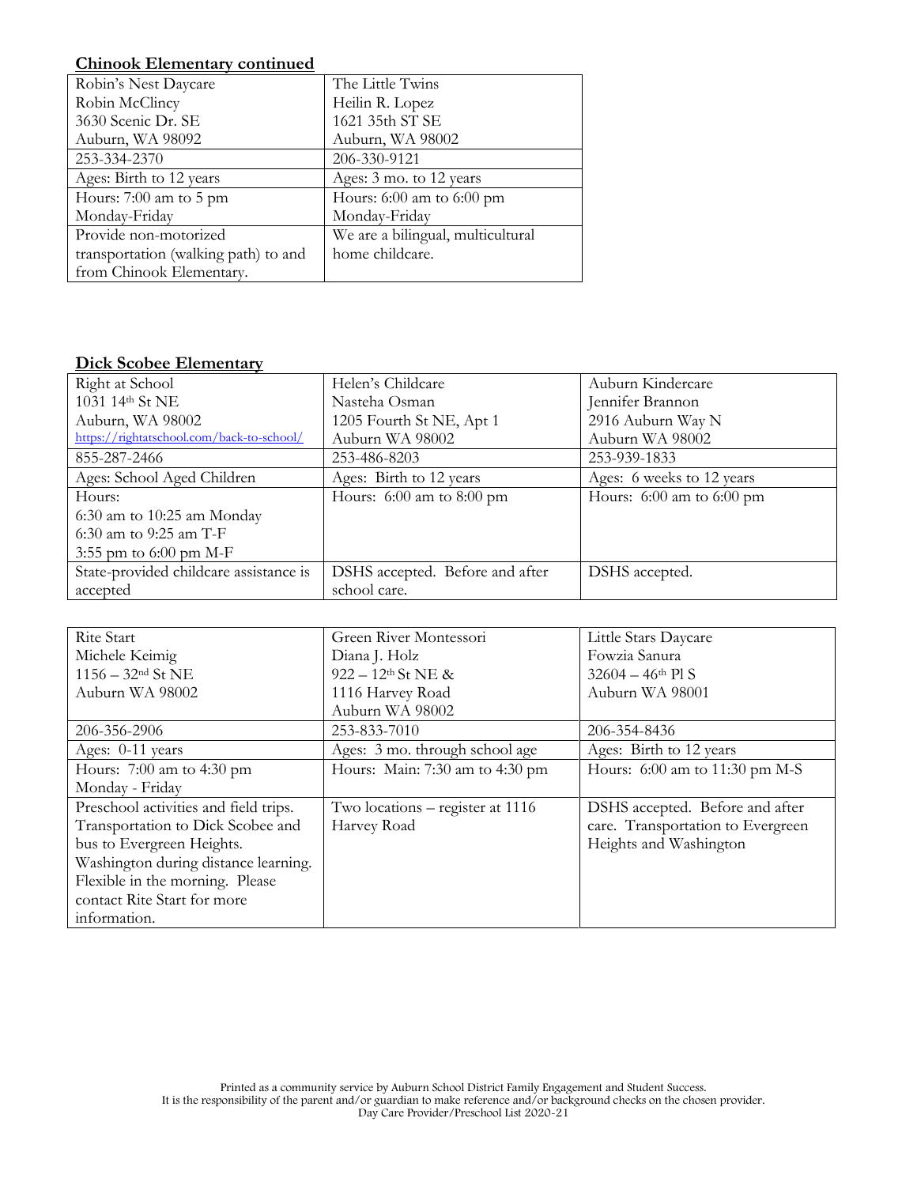**Chinook Elementary continued**

| Robin's Nest Daycare<br>Robin McClincy<br>3630 Scenic Dr. SE<br>Auburn, WA 98092 | The Little Twins<br>Heilin R. Lopez<br>1621 35th ST SE<br>Auburn, WA 98002 |
|---|---|
| 253-334-2370 | 206-330-9121 |
| Ages: Birth to 12 years | Ages: 3 mo. to 12 years |
| Hours: 7:00 am to 5 pm<br>Monday-Friday | Hours: 6:00 am to 6:00 pm<br>Monday-Friday |
| Provide non-motorized transportation (walking path) to and from Chinook Elementary. | We are a bilingual, multicultural home childcare. |

**Dick Scobee Elementary**

| Right at School<br>1031 14th St NE<br>Auburn, WA 98002<br>https://rightatschool.com/back-to-school/ | Helen's Childcare<br>Nasteha Osman<br>1205 Fourth St NE, Apt 1<br>Auburn WA 98002 | Auburn Kindercare<br>Jennifer Brannon<br>2916 Auburn Way N<br>Auburn WA 98002 |
|---|---|---|
| 855-287-2466 | 253-486-8203 | 253-939-1833 |
| Ages: School Aged Children | Ages: Birth to 12 years | Ages: 6 weeks to 12 years |
| Hours:<br>6:30 am to 10:25 am Monday<br>6:30 am to 9:25 am T-F<br>3:55 pm to 6:00 pm M-F | Hours: 6:00 am to 8:00 pm | Hours: 6:00 am to 6:00 pm |
| State-provided childcare assistance is accepted | DSHS accepted. Before and after school care. | DSHS accepted. |

| Rite Start<br>Michele Keimig<br>1156 – 32nd St NE<br>Auburn WA 98002 | Green River Montessori<br>Diana J. Holz<br>922 – 12th St NE &<br>1116 Harvey Road<br>Auburn WA 98002 | Little Stars Daycare<br>Fowzia Sanura<br>32604 – 46th Pl S<br>Auburn WA 98001 |
|---|---|---|
| 206-356-2906 | 253-833-7010 | 206-354-8436 |
| Ages: 0-11 years | Ages: 3 mo. through school age | Ages: Birth to 12 years |
| Hours: 7:00 am to 4:30 pm<br>Monday - Friday | Hours: Main: 7:30 am to 4:30 pm | Hours: 6:00 am to 11:30 pm M-S |
| Preschool activities and field trips. Transportation to Dick Scobee and bus to Evergreen Heights. Washington during distance learning. Flexible in the morning. Please contact Rite Start for more information. | Two locations – register at 1116 Harvey Road | DSHS accepted. Before and after care. Transportation to Evergreen Heights and Washington |

Printed as a community service by Auburn School District Family Engagement and Student Success.
It is the responsibility of the parent and/or guardian to make reference and/or background checks on the chosen provider.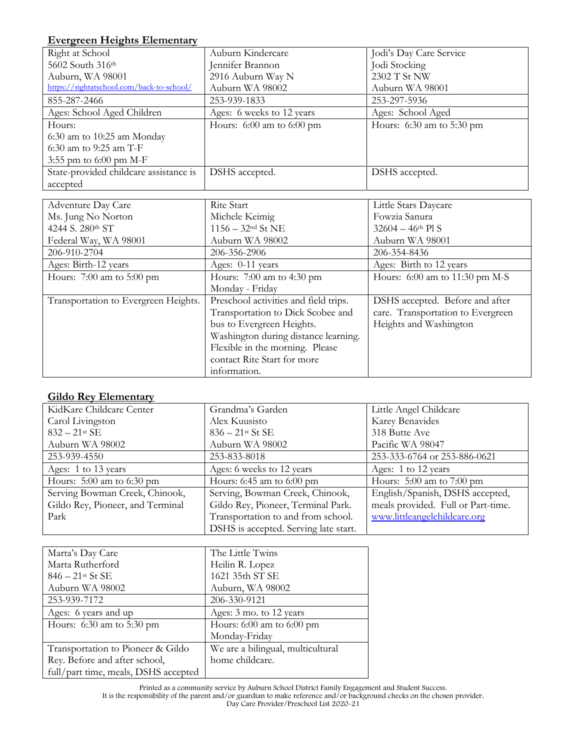## Evergreen Heights Elementary

| Right at School<br>5602 South 316th<br>Auburn, WA 98001<br>https://rightatschool.com/back-to-school/ | Auburn Kindercare<br>Jennifer Brannon<br>2916 Auburn Way N<br>Auburn WA 98002 | Jodi's Day Care Service<br>Jodi Stocking<br>2302 T St NW<br>Auburn WA 98001 |
|---|---|---|
| 855-287-2466 | 253-939-1833 | 253-297-5936 |
| Ages: School Aged Children | Ages: 6 weeks to 12 years | Ages: School Aged |
| Hours:<br>6:30 am to 10:25 am Monday<br>6:30 am to 9:25 am T-F<br>3:55 pm to 6:00 pm M-F | Hours: 6:00 am to 6:00 pm | Hours: 6:30 am to 5:30 pm |
| State-provided childcare assistance is accepted | DSHS accepted. | DSHS accepted. |

| Adventure Day Care<br>Ms. Jung No Norton<br>4244 S. 280th ST<br>Federal Way, WA 98001 | Rite Start<br>Michele Keimig<br>1156 – 32nd St NE<br>Auburn WA 98002 | Little Stars Daycare<br>Fowzia Sanura<br>32604 – 46th Pl S<br>Auburn WA 98001 |
|---|---|---|
| 206-910-2704 | 206-356-2906 | 206-354-8436 |
| Ages: Birth-12 years | Ages: 0-11 years | Ages: Birth to 12 years |
| Hours: 7:00 am to 5:00 pm | Hours: 7:00 am to 4:30 pm<br>Monday - Friday | Hours: 6:00 am to 11:30 pm M-S |
| Transportation to Evergreen Heights. | Preschool activities and field trips. Transportation to Dick Scobee and bus to Evergreen Heights. Washington during distance learning. Flexible in the morning. Please contact Rite Start for more information. | DSHS accepted. Before and after care. Transportation to Evergreen Heights and Washington |

## Gildo Rey Elementary

| KidKare Childcare Center<br>Carol Livingston<br>832 – 21st SE<br>Auburn WA 98002 | Grandma's Garden<br>Alex Kuusisto<br>836 – 21st St SE<br>Auburn WA 98002 | Little Angel Childcare<br>Karey Benavides<br>318 Butte Ave<br>Pacific WA 98047 |
|---|---|---|
| 253-939-4550 | 253-833-8018 | 253-333-6764 or 253-886-0621 |
| Ages: 1 to 13 years | Ages: 6 weeks to 12 years | Ages: 1 to 12 years |
| Hours: 5:00 am to 6:30 pm | Hours: 6:45 am to 6:00 pm | Hours: 5:00 am to 7:00 pm |
| Serving Bowman Creek, Chinook, Gildo Rey, Pioneer, and Terminal Park | Serving, Bowman Creek, Chinook, Gildo Rey, Pioneer, Terminal Park. Transportation to and from school. DSHS is accepted. Serving late start. | English/Spanish, DSHS accepted, meals provided. Full or Part-time. www.littleangelchildcare.org |

| Marta's Day Care<br>Marta Rutherford<br>846 – 21st St SE<br>Auburn WA 98002 | The Little Twins<br>Heilin R. Lopez<br>1621 35th ST SE<br>Auburn, WA 98002 |
|---|---|
| 253-939-7172 | 206-330-9121 |
| Ages: 6 years and up | Ages: 3 mo. to 12 years |
| Hours: 6:30 am to 5:30 pm | Hours: 6:00 am to 6:00 pm<br>Monday-Friday |
| Transportation to Pioneer & Gildo Rey. Before and after school, full/part time, meals, DSHS accepted | We are a bilingual, multicultural home childcare. |

Printed as a community service by Auburn School District Family Engagement and Student Success.
It is the responsibility of the parent and/or guardian to make reference and/or background checks on the chosen provider.
Day Care Provider/Preschool List 2020-21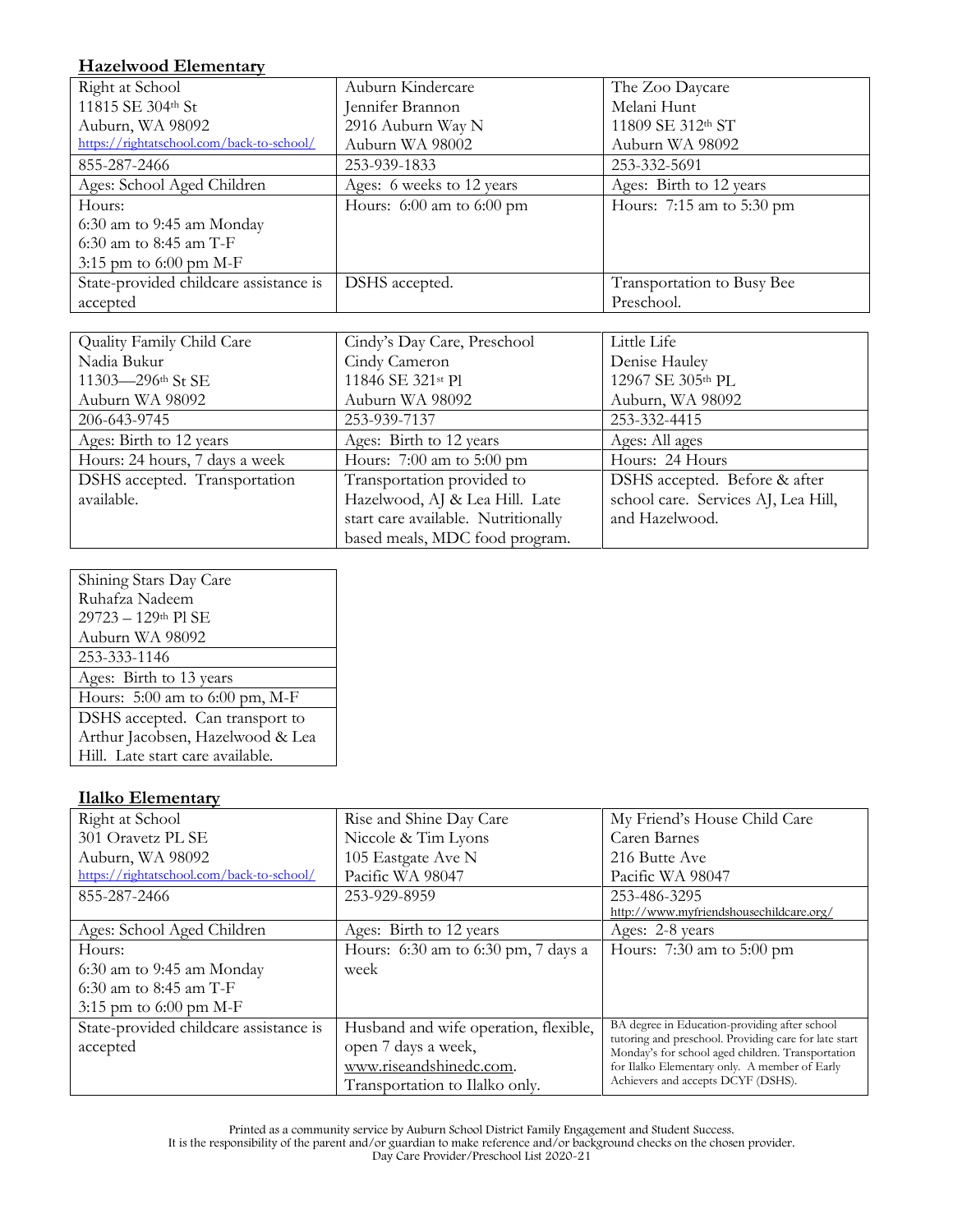## Hazelwood Elementary

| Right at School<br>11815 SE 304th St<br>Auburn, WA 98092<br>https://rightatschool.com/back-to-school/ | Auburn Kindercare<br>Jennifer Brannon<br>2916 Auburn Way N<br>Auburn WA 98002 | The Zoo Daycare<br>Melani Hunt<br>11809 SE 312th ST<br>Auburn WA 98092 |
|---|---|---|
| 855-287-2466 | 253-939-1833 | 253-332-5691 |
| Ages: School Aged Children | Ages: 6 weeks to 12 years | Ages: Birth to 12 years |
| Hours:<br>6:30 am to 9:45 am Monday<br>6:30 am to 8:45 am T-F<br>3:15 pm to 6:00 pm M-F | Hours: 6:00 am to 6:00 pm | Hours: 7:15 am to 5:30 pm |
| State-provided childcare assistance is accepted | DSHS accepted. | Transportation to Busy Bee Preschool. |

| Quality Family Child Care<br>Nadia Bukur<br>11303—296th St SE<br>Auburn WA 98092 | Cindy's Day Care, Preschool<br>Cindy Cameron<br>11846 SE 321st Pl<br>Auburn WA 98092 | Little Life<br>Denise Hauley<br>12967 SE 305th PL<br>Auburn, WA 98092 |
|---|---|---|
| 206-643-9745 | 253-939-7137 | 253-332-4415 |
| Ages: Birth to 12 years | Ages: Birth to 12 years | Ages: All ages |
| Hours: 24 hours, 7 days a week | Hours: 7:00 am to 5:00 pm | Hours: 24 Hours |
| DSHS accepted. Transportation available. | Transportation provided to Hazelwood, AJ & Lea Hill. Late start care available. Nutritionally based meals, MDC food program. | DSHS accepted. Before & after school care. Services AJ, Lea Hill, and Hazelwood. |

| Shining Stars Day Care<br>Ruhafza Nadeem<br>29723 – 129th Pl SE<br>Auburn WA 98092 |
|---|
| 253-333-1146 |
| Ages: Birth to 13 years |
| Hours: 5:00 am to 6:00 pm, M-F |
| DSHS accepted. Can transport to Arthur Jacobsen, Hazelwood & Lea Hill. Late start care available. |

## Ilalko Elementary

| Right at School<br>301 Oravetz PL SE<br>Auburn, WA 98092<br>https://rightatschool.com/back-to-school/ | Rise and Shine Day Care<br>Niccole & Tim Lyons<br>105 Eastgate Ave N<br>Pacific WA 98047 | My Friend's House Child Care<br>Caren Barnes<br>216 Butte Ave<br>Pacific WA 98047 |
|---|---|---|
| 855-287-2466 | 253-929-8959 | 253-486-3295<br>http://www.myfriendshousechildcare.org/ |
| Ages: School Aged Children | Ages: Birth to 12 years | Ages: 2-8 years |
| Hours:<br>6:30 am to 9:45 am Monday<br>6:30 am to 8:45 am T-F<br>3:15 pm to 6:00 pm M-F | Hours: 6:30 am to 6:30 pm, 7 days a week | Hours: 7:30 am to 5:00 pm |
| State-provided childcare assistance is accepted | Husband and wife operation, flexible, open 7 days a week, www.riseandshinedc.com. Transportation to Ilalko only. | BA degree in Education-providing after school tutoring and preschool. Providing care for late start Monday's for school aged children. Transportation for Ilalko Elementary only. A member of Early Achievers and accepts DCYF (DSHS). |

Printed as a community service by Auburn School District Family Engagement and Student Success.
It is the responsibility of the parent and/or guardian to make reference and/or background checks on the chosen provider.
Day Care Provider/Preschool List 2020-21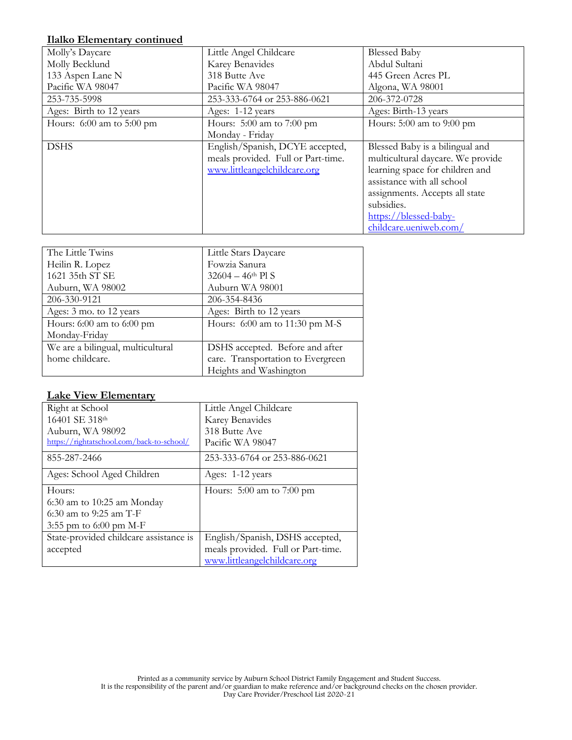**Ilalko Elementary continued**

| Molly's Daycare<br>Molly Becklund<br>133 Aspen Lane N<br>Pacific WA 98047 | Little Angel Childcare<br>Karey Benavides<br>318 Butte Ave<br>Pacific WA 98047 | Blessed Baby<br>Abdul Sultani<br>445 Green Acres PL<br>Algona, WA 98001 |
|---|---|---|
| 253-735-5998 | 253-333-6764 or 253-886-0621 | 206-372-0728 |
| Ages: Birth to 12 years | Ages: 1-12 years | Ages: Birth-13 years |
| Hours: 6:00 am to 5:00 pm | Hours: 5:00 am to 7:00 pm<br>Monday - Friday | Hours: 5:00 am to 9:00 pm |
| DSHS | English/Spanish, DCYE accepted, meals provided. Full or Part-time.<br>www.littleangelchildcare.org | Blessed Baby is a bilingual and multicultural daycare. We provide learning space for children and assistance with all school assignments. Accepts all state subsidies.<br>https://blessed-baby-childcare.ueniweb.com/ |

| The Little Twins<br>Heilin R. Lopez<br>1621 35th ST SE<br>Auburn, WA 98002 | Little Stars Daycare<br>Fowzia Sanura<br>32604 – 46th Pl S<br>Auburn WA 98001 |
|---|---|
| 206-330-9121 | 206-354-8436 |
| Ages: 3 mo. to 12 years | Ages: Birth to 12 years |
| Hours: 6:00 am to 6:00 pm<br>Monday-Friday | Hours: 6:00 am to 11:30 pm M-S |
| We are a bilingual, multicultural home childcare. | DSHS accepted. Before and after care. Transportation to Evergreen Heights and Washington |

**Lake View Elementary**

| Right at School<br>16401 SE 318th<br>Auburn, WA 98092<br>https://rightatschool.com/back-to-school/ | Little Angel Childcare<br>Karey Benavides<br>318 Butte Ave<br>Pacific WA 98047 |
|---|---|
| 855-287-2466 | 253-333-6764 or 253-886-0621 |
| Ages: School Aged Children | Ages: 1-12 years |
| Hours:<br>6:30 am to 10:25 am Monday<br>6:30 am to 9:25 am T-F<br>3:55 pm to 6:00 pm M-F | Hours: 5:00 am to 7:00 pm |
| State-provided childcare assistance is accepted | English/Spanish, DSHS accepted, meals provided. Full or Part-time.<br>www.littleangelchildcare.org |

Printed as a community service by Auburn School District Family Engagement and Student Success.
It is the responsibility of the parent and/or guardian to make reference and/or background checks on the chosen provider.
Day Care Provider/Preschool List 2020-21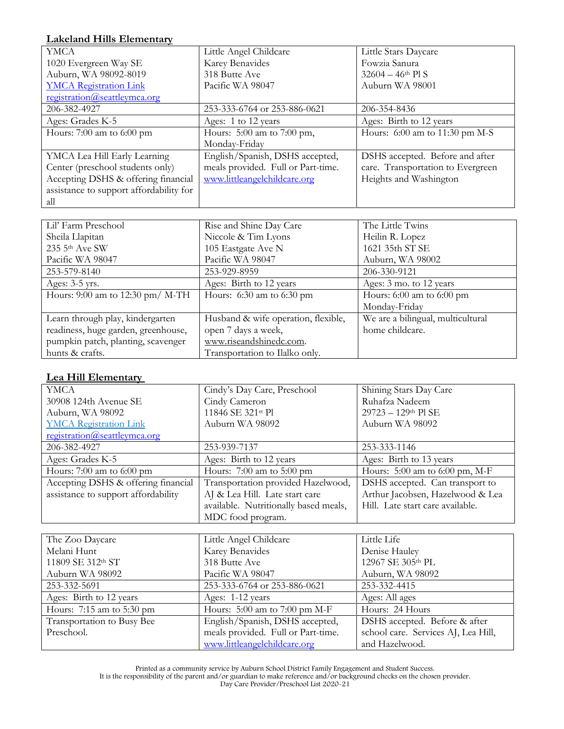## Lakeland Hills Elementary

| YMCA<br>1020 Evergreen Way SE<br>Auburn, WA 98092-8019<br>YMCA Registration Link<br>registration@seattleymca.org | Little Angel Childcare<br>Karey Benavides<br>318 Butte Ave<br>Pacific WA 98047 | Little Stars Daycare<br>Fowzia Sanura<br>32604 – 46th Pl S<br>Auburn WA 98001 |
|---|---|---|
| 206-382-4927 | 253-333-6764 or 253-886-0621 | 206-354-8436 |
| Ages: Grades K-5 | Ages: 1 to 12 years | Ages: Birth to 12 years |
| Hours: 7:00 am to 6:00 pm | Hours: 5:00 am to 7:00 pm, Monday-Friday | Hours: 6:00 am to 11:30 pm M-S |
| YMCA Lea Hill Early Learning Center (preschool students only) Accepting DSHS & offering financial assistance to support affordability for all | English/Spanish, DSHS accepted, meals provided. Full or Part-time. www.littleangelchildcare.org | DSHS accepted. Before and after care. Transportation to Evergreen Heights and Washington |

| Lil' Farm Preschool<br>Sheila Llapitan<br>235 5th Ave SW<br>Pacific WA 98047 | Rise and Shine Day Care<br>Niccole & Tim Lyons<br>105 Eastgate Ave N<br>Pacific WA 98047 | The Little Twins<br>Heilin R. Lopez<br>1621 35th ST SE<br>Auburn, WA 98002 |
|---|---|---|
| 253-579-8140 | 253-929-8959 | 206-330-9121 |
| Ages: 3-5 yrs. | Ages: Birth to 12 years | Ages: 3 mo. to 12 years |
| Hours: 9:00 am to 12:30 pm/ M-TH | Hours: 6:30 am to 6:30 pm | Hours: 6:00 am to 6:00 pm Monday-Friday |
| Learn through play, kindergarten readiness, huge garden, greenhouse, pumpkin patch, planting, scavenger hunts & crafts. | Husband & wife operation, flexible, open 7 days a week, www.riseandshinedc.com. Transportation to Ilalko only. | We are a bilingual, multicultural home childcare. |

## Lea Hill Elementary

| YMCA<br>30908 124th Avenue SE<br>Auburn, WA 98092<br>YMCA Registration Link<br>registration@seattleymca.org | Cindy's Day Care, Preschool<br>Cindy Cameron<br>11846 SE 321st Pl<br>Auburn WA 98092 | Shining Stars Day Care<br>Ruhafza Nadeem<br>29723 – 129th Pl SE<br>Auburn WA 98092 |
|---|---|---|
| 206-382-4927 | 253-939-7137 | 253-333-1146 |
| Ages: Grades K-5 | Ages: Birth to 12 years | Ages: Birth to 13 years |
| Hours: 7:00 am to 6:00 pm | Hours: 7:00 am to 5:00 pm | Hours: 5:00 am to 6:00 pm, M-F |
| Accepting DSHS & offering financial assistance to support affordability | Transportation provided Hazelwood, AJ & Lea Hill. Late start care available. Nutritionally based meals, MDC food program. | DSHS accepted. Can transport to Arthur Jacobsen, Hazelwood & Lea Hill. Late start care available. |

| The Zoo Daycare<br>Melani Hunt<br>11809 SE 312th ST<br>Auburn WA 98092 | Little Angel Childcare<br>Karey Benavides<br>318 Butte Ave<br>Pacific WA 98047 | Little Life<br>Denise Hauley<br>12967 SE 305th PL<br>Auburn, WA 98092 |
|---|---|---|
| 253-332-5691 | 253-333-6764 or 253-886-0621 | 253-332-4415 |
| Ages: Birth to 12 years | Ages: 1-12 years | Ages: All ages |
| Hours: 7:15 am to 5:30 pm | Hours: 5:00 am to 7:00 pm M-F | Hours: 24 Hours |
| Transportation to Busy Bee Preschool. | English/Spanish, DSHS accepted, meals provided. Full or Part-time. www.littleangelchildcare.org | DSHS accepted. Before & after school care. Services AJ, Lea Hill, and Hazelwood. |

Printed as a community service by Auburn School District Family Engagement and Student Success.
It is the responsibility of the parent and/or guardian to make reference and/or background checks on the chosen provider.
Day Care Provider/Preschool List 2020-21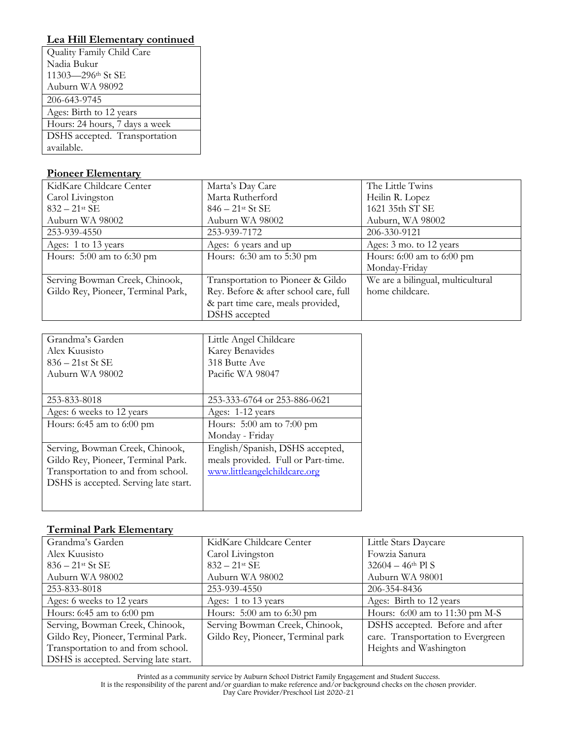**Lea Hill Elementary continued**

| Quality Family Child Care<br>Nadia Bukur<br>11303—296th St SE<br>Auburn WA 98092 |
|---|
| 206-643-9745 |
| Ages: Birth to 12 years |
| Hours: 24 hours, 7 days a week |
| DSHS accepted. Transportation available. |

**Pioneer Elementary**

| KidKare Childcare Center<br>Carol Livingston<br>832 – 21st SE<br>Auburn WA 98002 | Marta's Day Care<br>Marta Rutherford<br>846 – 21st St SE<br>Auburn WA 98002 | The Little Twins<br>Heilin R. Lopez<br>1621 35th ST SE<br>Auburn, WA 98002 |
|---|---|---|
| 253-939-4550 | 253-939-7172 | 206-330-9121 |
| Ages: 1 to 13 years | Ages: 6 years and up | Ages: 3 mo. to 12 years |
| Hours: 5:00 am to 6:30 pm | Hours: 6:30 am to 5:30 pm | Hours: 6:00 am to 6:00 pm Monday-Friday |
| Serving Bowman Creek, Chinook, Gildo Rey, Pioneer, Terminal Park, | Transportation to Pioneer & Gildo Rey. Before & after school care, full & part time care, meals provided, DSHS accepted | We are a bilingual, multicultural home childcare. |

| Grandma's Garden<br>Alex Kuusisto<br>836 – 21st St SE<br>Auburn WA 98002 | Little Angel Childcare<br>Karey Benavides<br>318 Butte Ave<br>Pacific WA 98047 |
|---|---|
| 253-833-8018 | 253-333-6764 or 253-886-0621 |
| Ages: 6 weeks to 12 years | Ages: 1-12 years |
| Hours: 6:45 am to 6:00 pm | Hours: 5:00 am to 7:00 pm Monday - Friday |
| Serving, Bowman Creek, Chinook, Gildo Rey, Pioneer, Terminal Park. Transportation to and from school. DSHS is accepted. Serving late start. | English/Spanish, DSHS accepted, meals provided. Full or Part-time. www.littleangelchildcare.org |

**Terminal Park Elementary**

| Grandma's Garden<br>Alex Kuusisto<br>836 – 21st St SE<br>Auburn WA 98002 | KidKare Childcare Center<br>Carol Livingston<br>832 – 21st SE<br>Auburn WA 98002 | Little Stars Daycare<br>Fowzia Sanura<br>32604 – 46th Pl S<br>Auburn WA 98001 |
|---|---|---|
| 253-833-8018 | 253-939-4550 | 206-354-8436 |
| Ages: 6 weeks to 12 years | Ages: 1 to 13 years | Ages: Birth to 12 years |
| Hours: 6:45 am to 6:00 pm | Hours: 5:00 am to 6:30 pm | Hours: 6:00 am to 11:30 pm M-S |
| Serving, Bowman Creek, Chinook, Gildo Rey, Pioneer, Terminal Park. Transportation to and from school. DSHS is accepted. Serving late start. | Serving Bowman Creek, Chinook, Gildo Rey, Pioneer, Terminal park | DSHS accepted. Before and after care. Transportation to Evergreen Heights and Washington |

Printed as a community service by Auburn School District Family Engagement and Student Success.
It is the responsibility of the parent and/or guardian to make reference and/or background checks on the chosen provider.
Day Care Provider/Preschool List 2020-21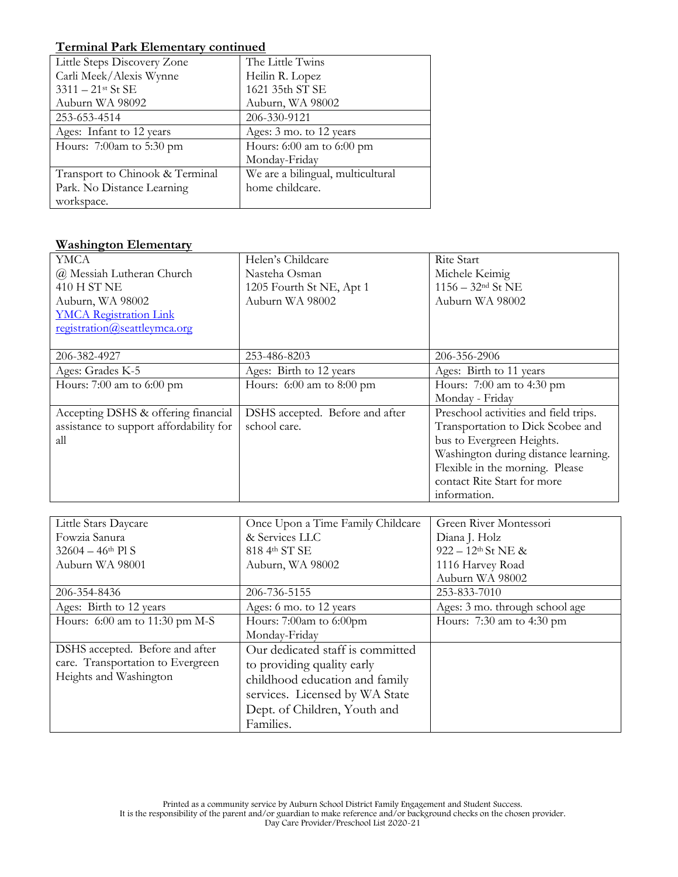**Terminal Park Elementary continued**

| Little Steps Discovery Zone<br>Carli Meek/Alexis Wynne<br>3311 – 21st St SE<br>Auburn WA 98092 | The Little Twins<br>Heilin R. Lopez<br>1621 35th ST SE<br>Auburn, WA 98002 |
|---|---|
| 253-653-4514 | 206-330-9121 |
| Ages: Infant to 12 years | Ages: 3 mo. to 12 years |
| Hours: 7:00am to 5:30 pm | Hours: 6:00 am to 6:00 pm<br>Monday-Friday |
| Transport to Chinook & Terminal Park. No Distance Learning workspace. | We are a bilingual, multicultural home childcare. |

**Washington Elementary**

| YMCA<br>@ Messiah Lutheran Church<br>410 H ST NE<br>Auburn, WA 98002<br>YMCA Registration Link<br>registration@seattleymca.org | Helen's Childcare<br>Nasteha Osman<br>1205 Fourth St NE, Apt 1<br>Auburn WA 98002 | Rite Start<br>Michele Keimig<br>1156 – 32nd St NE<br>Auburn WA 98002 |
|---|---|---|
| 206-382-4927 | 253-486-8203 | 206-356-2906 |
| Ages: Grades K-5 | Ages: Birth to 12 years | Ages: Birth to 11 years |
| Hours: 7:00 am to 6:00 pm | Hours: 6:00 am to 8:00 pm | Hours: 7:00 am to 4:30 pm<br>Monday - Friday |
| Accepting DSHS & offering financial assistance to support affordability for all | DSHS accepted. Before and after school care. | Preschool activities and field trips. Transportation to Dick Scobee and bus to Evergreen Heights. Washington during distance learning. Flexible in the morning. Please contact Rite Start for more information. |

| Little Stars Daycare<br>Fowzia Sanura<br>32604 – 46th Pl S<br>Auburn WA 98001 | Once Upon a Time Family Childcare & Services LLC<br>818 4th ST SE<br>Auburn, WA 98002 | Green River Montessori<br>Diana J. Holz<br>922 – 12th St NE &<br>1116 Harvey Road<br>Auburn WA 98002 |
|---|---|---|
| 206-354-8436 | 206-736-5155 | 253-833-7010 |
| Ages: Birth to 12 years | Ages: 6 mo. to 12 years | Ages: 3 mo. through school age |
| Hours: 6:00 am to 11:30 pm M-S | Hours: 7:00am to 6:00pm<br>Monday-Friday | Hours: 7:30 am to 4:30 pm |
| DSHS accepted. Before and after care. Transportation to Evergreen Heights and Washington | Our dedicated staff is committed to providing quality early childhood education and family services. Licensed by WA State Dept. of Children, Youth and Families. | |

Printed as a community service by Auburn School District Family Engagement and Student Success.
It is the responsibility of the parent and/or guardian to make reference and/or background checks on the chosen provider.
Day Care Provider/Preschool List 2020-21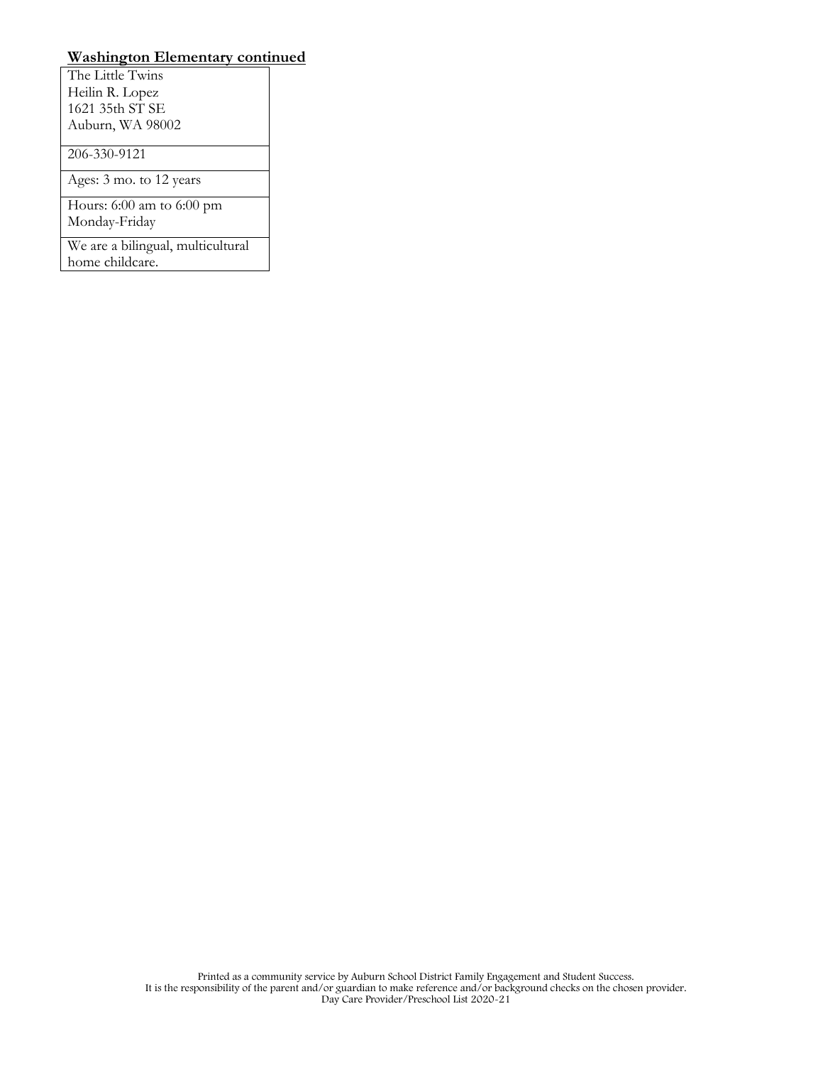**Washington Elementary continued**

| |
|---|
| The Little Twins<br>Heilin R. Lopez<br>1621 35th ST SE<br>Auburn, WA 98002 |
| 206-330-9121 |
| Ages: 3 mo. to 12 years |
| Hours: 6:00 am to 6:00 pm<br>Monday-Friday |
| We are a bilingual, multicultural home childcare. |

Printed as a community service by Auburn School District Family Engagement and Student Success.
It is the responsibility of the parent and/or guardian to make reference and/or background checks on the chosen provider.
Day Care Provider/Preschool List 2020-21